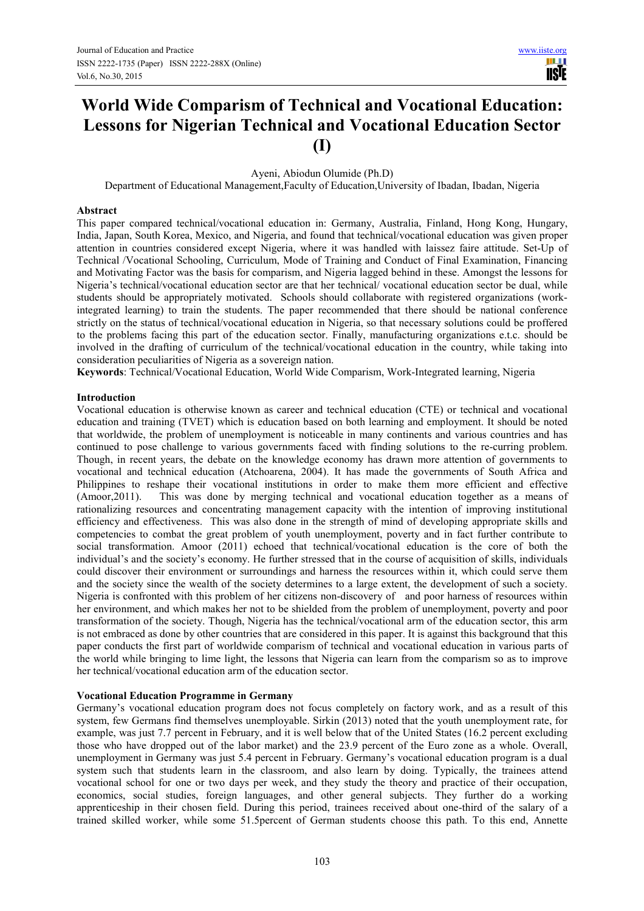# World Wide Comparism of Technical and Vocational Education: Lessons for Nigerian Technical and Vocational Education Sector (I)

Ayeni, Abiodun Olumide (Ph.D)

Department of Educational Management,Faculty of Education,University of Ibadan, Ibadan, Nigeria

## Abstract

This paper compared technical/vocational education in: Germany, Australia, Finland, Hong Kong, Hungary, India, Japan, South Korea, Mexico, and Nigeria, and found that technical/vocational education was given proper attention in countries considered except Nigeria, where it was handled with laissez faire attitude. Set-Up of Technical /Vocational Schooling, Curriculum, Mode of Training and Conduct of Final Examination, Financing and Motivating Factor was the basis for comparism, and Nigeria lagged behind in these. Amongst the lessons for Nigeria's technical/vocational education sector are that her technical/ vocational education sector be dual, while students should be appropriately motivated. Schools should collaborate with registered organizations (work-integrated learning) to train the students. The paper recommended that there should be national conference strictly on the status of technical/vocational education in Nigeria, so that necessary solutions could be proffered to the problems facing this part of the education sector. Finally, manufacturing organizations e.t.c. should be involved in the drafting of curriculum of the technical/vocational education in the country, while taking into consideration peculiarities of Nigeria as a sovereign nation.

**Keywords**: Technical/Vocational Education, World Wide Comparism, Work-Integrated learning, Nigeria

## Introduction

Vocational education is otherwise known as career and technical education (CTE) or technical and vocational education and training (TVET) which is education based on both learning and employment. It should be noted that worldwide, the problem of unemployment is noticeable in many continents and various countries and has continued to pose challenge to various governments faced with finding solutions to the re-curring problem. Though, in recent years, the debate on the knowledge economy has drawn more attention of governments to vocational and technical education (Atchoarena, 2004). It has made the governments of South Africa and Philippines to reshape their vocational institutions in order to make them more efficient and effective (Amoor,2011). This was done by merging technical and vocational education together as a means of rationalizing resources and concentrating management capacity with the intention of improving institutional efficiency and effectiveness. This was also done in the strength of mind of developing appropriate skills and competencies to combat the great problem of youth unemployment, poverty and in fact further contribute to social transformation. Amoor (2011) echoed that technical/vocational education is the core of both the individual's and the society's economy. He further stressed that in the course of acquisition of skills, individuals could discover their environment or surroundings and harness the resources within it, which could serve them and the society since the wealth of the society determines to a large extent, the development of such a society. Nigeria is confronted with this problem of her citizens non-discovery of and poor harness of resources within her environment, and which makes her not to be shielded from the problem of unemployment, poverty and poor transformation of the society. Though, Nigeria has the technical/vocational arm of the education sector, this arm is not embraced as done by other countries that are considered in this paper. It is against this background that this paper conducts the first part of worldwide comparism of technical and vocational education in various parts of the world while bringing to lime light, the lessons that Nigeria can learn from the comparism so as to improve her technical/vocational education arm of the education sector.

## Vocational Education Programme in Germany

Germany's vocational education program does not focus completely on factory work, and as a result of this system, few Germans find themselves unemployable. Sirkin (2013) noted that the youth unemployment rate, for example, was just 7.7 percent in February, and it is well below that of the United States (16.2 percent excluding those who have dropped out of the labor market) and the 23.9 percent of the Euro zone as a whole. Overall, unemployment in Germany was just 5.4 percent in February. Germany's vocational education program is a dual system such that students learn in the classroom, and also learn by doing. Typically, the trainees attend vocational school for one or two days per week, and they study the theory and practice of their occupation, economics, social studies, foreign languages, and other general subjects. They further do a working apprenticeship in their chosen field. During this period, trainees received about one-third of the salary of a trained skilled worker, while some 51.5percent of German students choose this path. To this end, Annette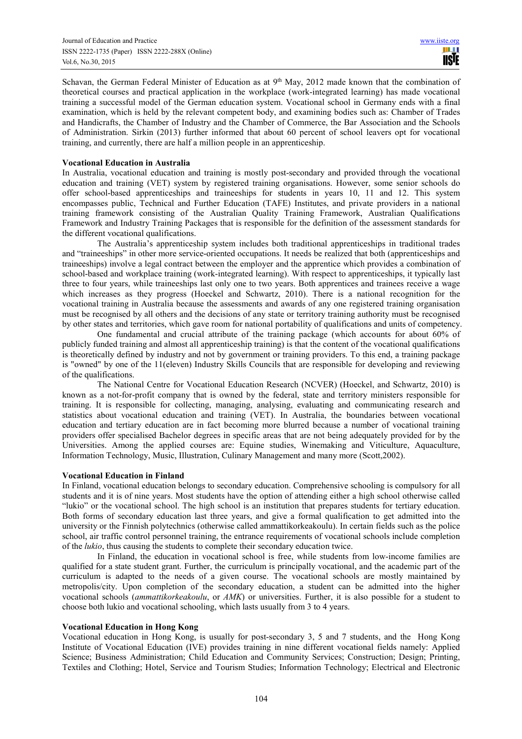Schavan, the German Federal Minister of Education as at 9th May, 2012 made known that the combination of theoretical courses and practical application in the workplace (work-integrated learning) has made vocational training a successful model of the German education system. Vocational school in Germany ends with a final examination, which is held by the relevant competent body, and examining bodies such as: Chamber of Trades and Handicrafts, the Chamber of Industry and the Chamber of Commerce, the Bar Association and the Schools of Administration. Sirkin (2013) further informed that about 60 percent of school leavers opt for vocational training, and currently, there are half a million people in an apprenticeship.

**Vocational Education in Australia**

In Australia, vocational education and training is mostly post-secondary and provided through the vocational education and training (VET) system by registered training organisations. However, some senior schools do offer school-based apprenticeships and traineeships for students in years 10, 11 and 12. This system encompasses public, Technical and Further Education (TAFE) Institutes, and private providers in a national training framework consisting of the Australian Quality Training Framework, Australian Qualifications Framework and Industry Training Packages that is responsible for the definition of the assessment standards for the different vocational qualifications.

The Australia's apprenticeship system includes both traditional apprenticeships in traditional trades and "traineeships" in other more service-oriented occupations. It needs be realized that both (apprenticeships and traineeships) involve a legal contract between the employer and the apprentice which provides a combination of school-based and workplace training (work-integrated learning). With respect to apprenticeships, it typically last three to four years, while traineeships last only one to two years. Both apprentices and trainees receive a wage which increases as they progress (Hoeckel and Schwartz, 2010). There is a national recognition for the vocational training in Australia because the assessments and awards of any one registered training organisation must be recognised by all others and the decisions of any state or territory training authority must be recognised by other states and territories, which gave room for national portability of qualifications and units of competency.

One fundamental and crucial attribute of the training package (which accounts for about 60% of publicly funded training and almost all apprenticeship training) is that the content of the vocational qualifications is theoretically defined by industry and not by government or training providers. To this end, a training package is "owned" by one of the 11(eleven) Industry Skills Councils that are responsible for developing and reviewing of the qualifications.

The National Centre for Vocational Education Research (NCVER) (Hoeckel, and Schwartz, 2010) is known as a not-for-profit company that is owned by the federal, state and territory ministers responsible for training. It is responsible for collecting, managing, analysing, evaluating and communicating research and statistics about vocational education and training (VET). In Australia, the boundaries between vocational education and tertiary education are in fact becoming more blurred because a number of vocational training providers offer specialised Bachelor degrees in specific areas that are not being adequately provided for by the Universities. Among the applied courses are: Equine studies, Winemaking and Viticulture, Aquaculture, Information Technology, Music, Illustration, Culinary Management and many more (Scott,2002).

**Vocational Education in Finland**

In Finland, vocational education belongs to secondary education. Comprehensive schooling is compulsory for all students and it is of nine years. Most students have the option of attending either a high school otherwise called "lukio" or the vocational school. The high school is an institution that prepares students for tertiary education. Both forms of secondary education last three years, and give a formal qualification to get admitted into the university or the Finnish polytechnics (otherwise called ammattikorkeakoulu). In certain fields such as the police school, air traffic control personnel training, the entrance requirements of vocational schools include completion of the *lukio*, thus causing the students to complete their secondary education twice.

In Finland, the education in vocational school is free, while students from low-income families are qualified for a state student grant. Further, the curriculum is principally vocational, and the academic part of the curriculum is adapted to the needs of a given course. The vocational schools are mostly maintained by metropolis/city. Upon completion of the secondary education, a student can be admitted into the higher vocational schools (*ammattikorkeakoulu*, or *AMK*) or universities. Further, it is also possible for a student to choose both lukio and vocational schooling, which lasts usually from 3 to 4 years.

**Vocational Education in Hong Kong**

Vocational education in Hong Kong, is usually for post-secondary 3, 5 and 7 students, and the Hong Kong Institute of Vocational Education (IVE) provides training in nine different vocational fields namely: Applied Science; Business Administration; Child Education and Community Services; Construction; Design; Printing, Textiles and Clothing; Hotel, Service and Tourism Studies; Information Technology; Electrical and Electronic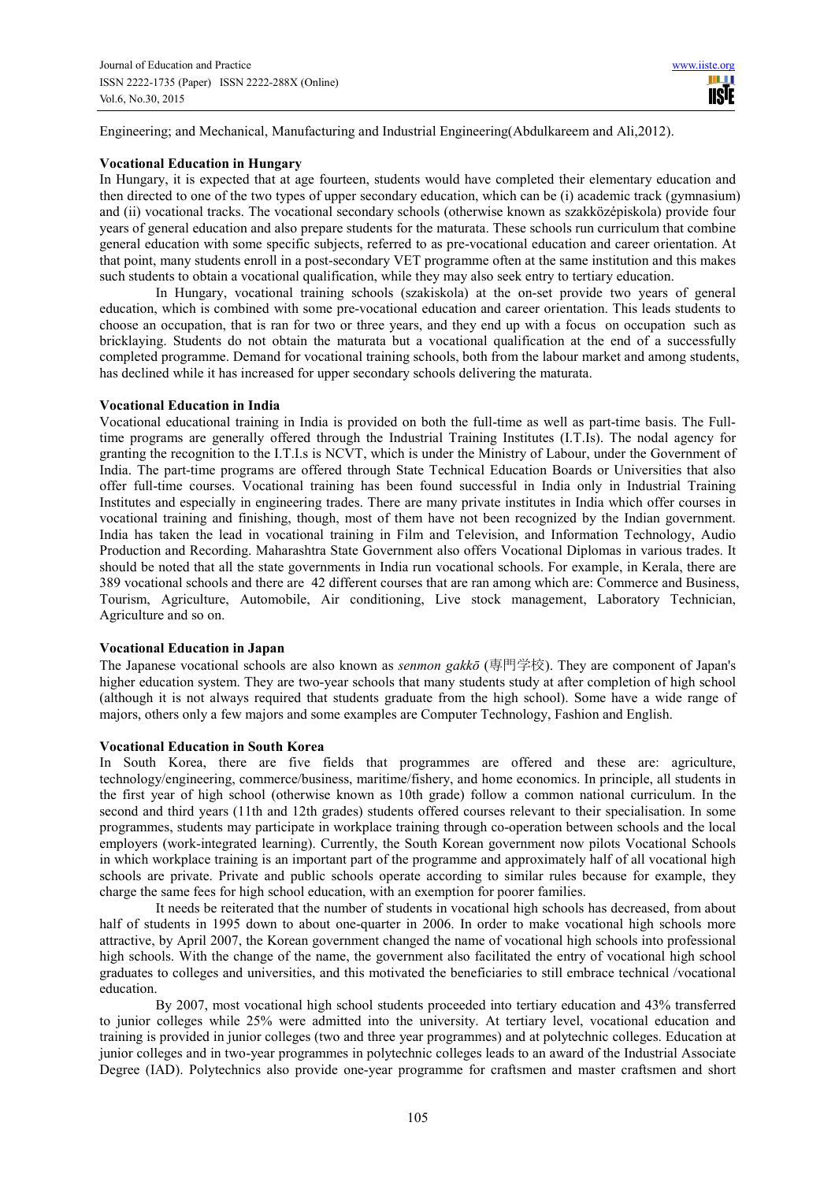Engineering; and Mechanical, Manufacturing and Industrial Engineering(Abdulkareem and Ali,2012).

**Vocational Education in Hungary**

In Hungary, it is expected that at age fourteen, students would have completed their elementary education and then directed to one of the two types of upper secondary education, which can be (i) academic track (gymnasium) and (ii) vocational tracks. The vocational secondary schools (otherwise known as szakközépiskola) provide four years of general education and also prepare students for the maturata. These schools run curriculum that combine general education with some specific subjects, referred to as pre-vocational education and career orientation. At that point, many students enroll in a post-secondary VET programme often at the same institution and this makes such students to obtain a vocational qualification, while they may also seek entry to tertiary education.

In Hungary, vocational training schools (szakiskola) at the on-set provide two years of general education, which is combined with some pre-vocational education and career orientation. This leads students to choose an occupation, that is ran for two or three years, and they end up with a focus on occupation such as bricklaying. Students do not obtain the maturata but a vocational qualification at the end of a successfully completed programme. Demand for vocational training schools, both from the labour market and among students, has declined while it has increased for upper secondary schools delivering the maturata.

**Vocational Education in India**

Vocational educational training in India is provided on both the full-time as well as part-time basis. The Full-time programs are generally offered through the Industrial Training Institutes (I.T.Is). The nodal agency for granting the recognition to the I.T.I.s is NCVT, which is under the Ministry of Labour, under the Government of India. The part-time programs are offered through State Technical Education Boards or Universities that also offer full-time courses. Vocational training has been found successful in India only in Industrial Training Institutes and especially in engineering trades. There are many private institutes in India which offer courses in vocational training and finishing, though, most of them have not been recognized by the Indian government. India has taken the lead in vocational training in Film and Television, and Information Technology, Audio Production and Recording. Maharashtra State Government also offers Vocational Diplomas in various trades. It should be noted that all the state governments in India run vocational schools. For example, in Kerala, there are 389 vocational schools and there are 42 different courses that are ran among which are: Commerce and Business, Tourism, Agriculture, Automobile, Air conditioning, Live stock management, Laboratory Technician, Agriculture and so on.

**Vocational Education in Japan**

The Japanese vocational schools are also known as *senmon gakkō* (専門学校). They are component of Japan's higher education system. They are two-year schools that many students study at after completion of high school (although it is not always required that students graduate from the high school). Some have a wide range of majors, others only a few majors and some examples are Computer Technology, Fashion and English.

**Vocational Education in South Korea**

In South Korea, there are five fields that programmes are offered and these are: agriculture, technology/engineering, commerce/business, maritime/fishery, and home economics. In principle, all students in the first year of high school (otherwise known as 10th grade) follow a common national curriculum. In the second and third years (11th and 12th grades) students offered courses relevant to their specialisation. In some programmes, students may participate in workplace training through co-operation between schools and the local employers (work-integrated learning). Currently, the South Korean government now pilots Vocational Schools in which workplace training is an important part of the programme and approximately half of all vocational high schools are private. Private and public schools operate according to similar rules because for example, they charge the same fees for high school education, with an exemption for poorer families.

It needs be reiterated that the number of students in vocational high schools has decreased, from about half of students in 1995 down to about one-quarter in 2006. In order to make vocational high schools more attractive, by April 2007, the Korean government changed the name of vocational high schools into professional high schools. With the change of the name, the government also facilitated the entry of vocational high school graduates to colleges and universities, and this motivated the beneficiaries to still embrace technical /vocational education.

By 2007, most vocational high school students proceeded into tertiary education and 43% transferred to junior colleges while 25% were admitted into the university. At tertiary level, vocational education and training is provided in junior colleges (two and three year programmes) and at polytechnic colleges. Education at junior colleges and in two-year programmes in polytechnic colleges leads to an award of the Industrial Associate Degree (IAD). Polytechnics also provide one-year programme for craftsmen and master craftsmen and short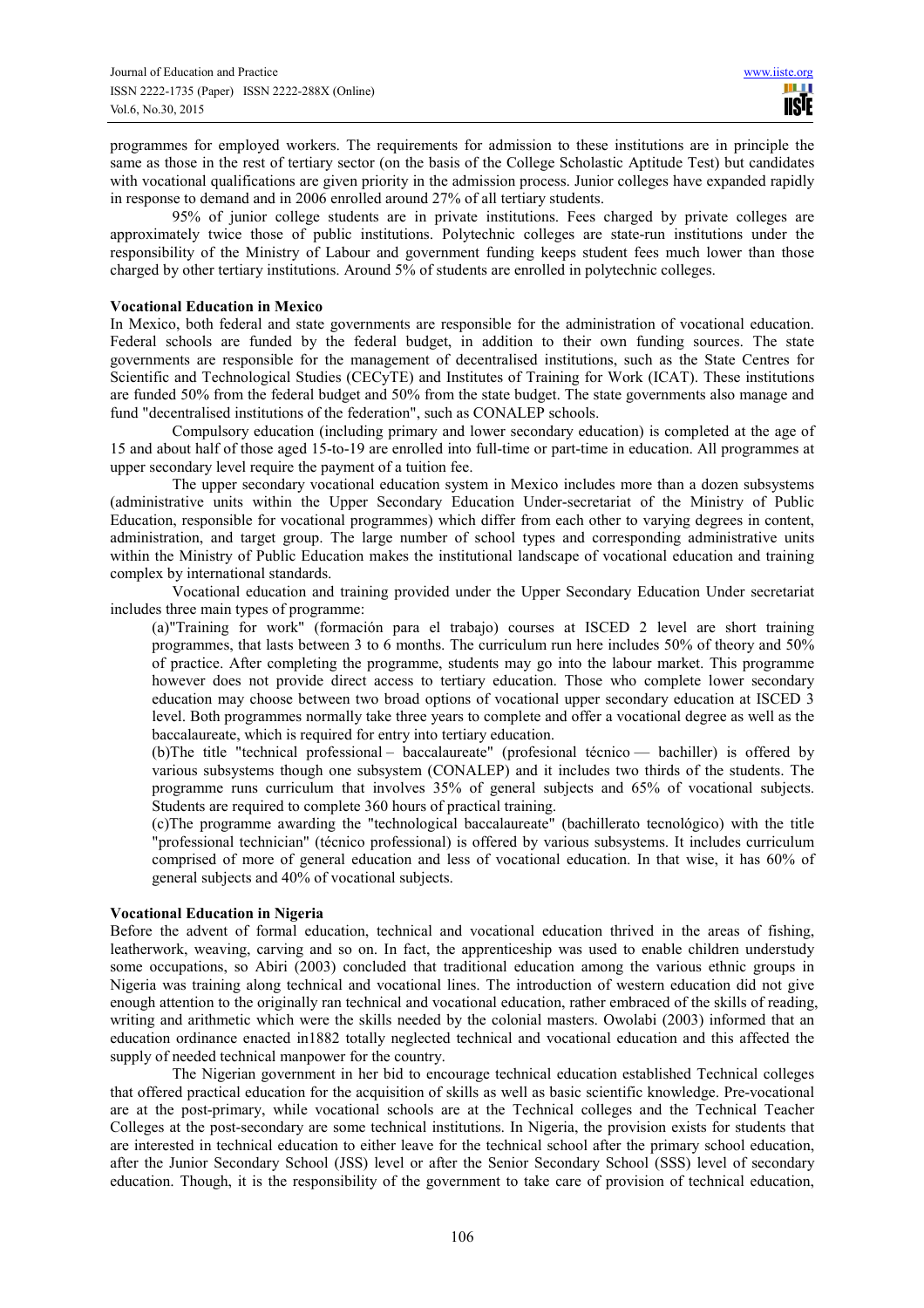programmes for employed workers. The requirements for admission to these institutions are in principle the same as those in the rest of tertiary sector (on the basis of the College Scholastic Aptitude Test) but candidates with vocational qualifications are given priority in the admission process. Junior colleges have expanded rapidly in response to demand and in 2006 enrolled around 27% of all tertiary students.

95% of junior college students are in private institutions. Fees charged by private colleges are approximately twice those of public institutions. Polytechnic colleges are state-run institutions under the responsibility of the Ministry of Labour and government funding keeps student fees much lower than those charged by other tertiary institutions. Around 5% of students are enrolled in polytechnic colleges.

**Vocational Education in Mexico**

In Mexico, both federal and state governments are responsible for the administration of vocational education. Federal schools are funded by the federal budget, in addition to their own funding sources. The state governments are responsible for the management of decentralised institutions, such as the State Centres for Scientific and Technological Studies (CECyTE) and Institutes of Training for Work (ICAT). These institutions are funded 50% from the federal budget and 50% from the state budget. The state governments also manage and fund "decentralised institutions of the federation", such as CONALEP schools.

Compulsory education (including primary and lower secondary education) is completed at the age of 15 and about half of those aged 15-to-19 are enrolled into full-time or part-time in education. All programmes at upper secondary level require the payment of a tuition fee.

The upper secondary vocational education system in Mexico includes more than a dozen subsystems (administrative units within the Upper Secondary Education Under-secretariat of the Ministry of Public Education, responsible for vocational programmes) which differ from each other to varying degrees in content, administration, and target group. The large number of school types and corresponding administrative units within the Ministry of Public Education makes the institutional landscape of vocational education and training complex by international standards.

Vocational education and training provided under the Upper Secondary Education Under secretariat includes three main types of programme:

(a)"Training for work" (formación para el trabajo) courses at ISCED 2 level are short training programmes, that lasts between 3 to 6 months. The curriculum run here includes 50% of theory and 50% of practice. After completing the programme, students may go into the labour market. This programme however does not provide direct access to tertiary education. Those who complete lower secondary education may choose between two broad options of vocational upper secondary education at ISCED 3 level. Both programmes normally take three years to complete and offer a vocational degree as well as the baccalaureate, which is required for entry into tertiary education.

(b)The title "technical professional – baccalaureate" (profesional técnico — bachiller) is offered by various subsystems though one subsystem (CONALEP) and it includes two thirds of the students. The programme runs curriculum that involves 35% of general subjects and 65% of vocational subjects. Students are required to complete 360 hours of practical training.

(c)The programme awarding the "technological baccalaureate" (bachillerato tecnológico) with the title "professional technician" (técnico professional) is offered by various subsystems. It includes curriculum comprised of more of general education and less of vocational education. In that wise, it has 60% of general subjects and 40% of vocational subjects.

**Vocational Education in Nigeria**

Before the advent of formal education, technical and vocational education thrived in the areas of fishing, leatherwork, weaving, carving and so on. In fact, the apprenticeship was used to enable children understudy some occupations, so Abiri (2003) concluded that traditional education among the various ethnic groups in Nigeria was training along technical and vocational lines. The introduction of western education did not give enough attention to the originally ran technical and vocational education, rather embraced of the skills of reading, writing and arithmetic which were the skills needed by the colonial masters. Owolabi (2003) informed that an education ordinance enacted in1882 totally neglected technical and vocational education and this affected the supply of needed technical manpower for the country.

The Nigerian government in her bid to encourage technical education established Technical colleges that offered practical education for the acquisition of skills as well as basic scientific knowledge. Pre-vocational are at the post-primary, while vocational schools are at the Technical colleges and the Technical Teacher Colleges at the post-secondary are some technical institutions. In Nigeria, the provision exists for students that are interested in technical education to either leave for the technical school after the primary school education, after the Junior Secondary School (JSS) level or after the Senior Secondary School (SSS) level of secondary education. Though, it is the responsibility of the government to take care of provision of technical education,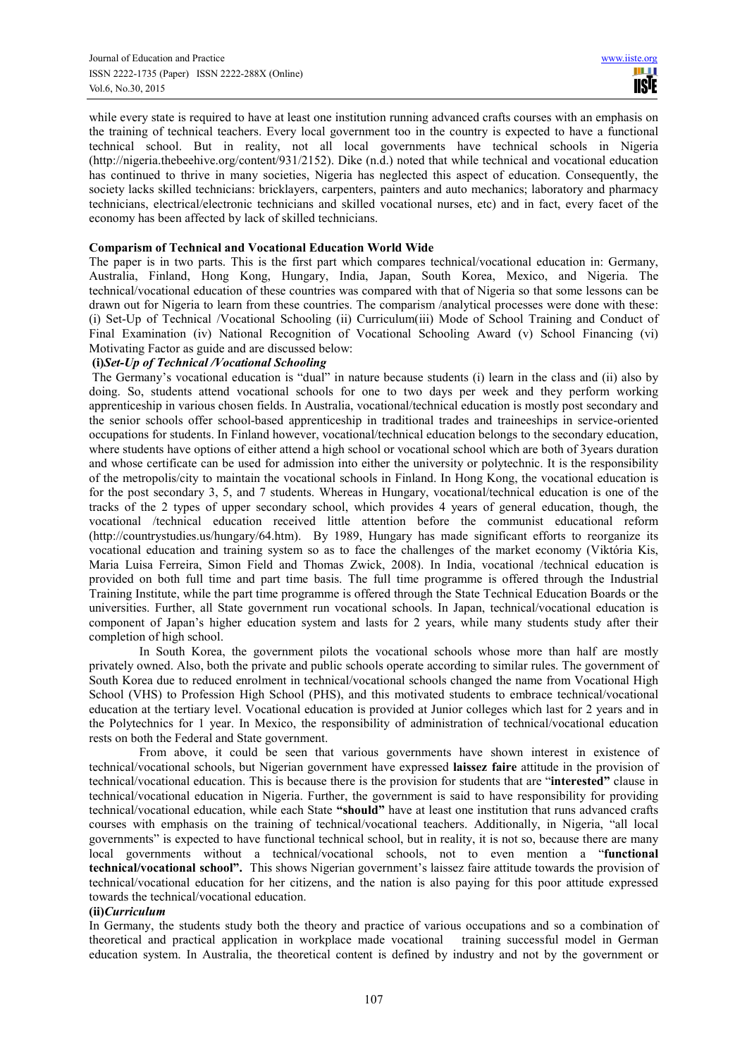while every state is required to have at least one institution running advanced crafts courses with an emphasis on the training of technical teachers. Every local government too in the country is expected to have a functional technical school. But in reality, not all local governments have technical schools in Nigeria (http://nigeria.thebeehive.org/content/931/2152). Dike (n.d.) noted that while technical and vocational education has continued to thrive in many societies, Nigeria has neglected this aspect of education. Consequently, the society lacks skilled technicians: bricklayers, carpenters, painters and auto mechanics; laboratory and pharmacy technicians, electrical/electronic technicians and skilled vocational nurses, etc) and in fact, every facet of the economy has been affected by lack of skilled technicians.

**Comparism of Technical and Vocational Education World Wide**

The paper is in two parts. This is the first part which compares technical/vocational education in: Germany, Australia, Finland, Hong Kong, Hungary, India, Japan, South Korea, Mexico, and Nigeria. The technical/vocational education of these countries was compared with that of Nigeria so that some lessons can be drawn out for Nigeria to learn from these countries. The comparism /analytical processes were done with these: (i) Set-Up of Technical /Vocational Schooling (ii) Curriculum(iii) Mode of School Training and Conduct of Final Examination (iv) National Recognition of Vocational Schooling Award (v) School Financing (vi) Motivating Factor as guide and are discussed below:

**(i)*Set-Up of Technical /Vocational Schooling***

The Germany's vocational education is "dual" in nature because students (i) learn in the class and (ii) also by doing. So, students attend vocational schools for one to two days per week and they perform working apprenticeship in various chosen fields. In Australia, vocational/technical education is mostly post secondary and the senior schools offer school-based apprenticeship in traditional trades and traineeships in service-oriented occupations for students. In Finland however, vocational/technical education belongs to the secondary education, where students have options of either attend a high school or vocational school which are both of 3years duration and whose certificate can be used for admission into either the university or polytechnic. It is the responsibility of the metropolis/city to maintain the vocational schools in Finland. In Hong Kong, the vocational education is for the post secondary 3, 5, and 7 students. Whereas in Hungary, vocational/technical education is one of the tracks of the 2 types of upper secondary school, which provides 4 years of general education, though, the vocational /technical education received little attention before the communist educational reform (http://countrystudies.us/hungary/64.htm). By 1989, Hungary has made significant efforts to reorganize its vocational education and training system so as to face the challenges of the market economy (Viktória Kis, Maria Luisa Ferreira, Simon Field and Thomas Zwick, 2008). In India, vocational /technical education is provided on both full time and part time basis. The full time programme is offered through the Industrial Training Institute, while the part time programme is offered through the State Technical Education Boards or the universities. Further, all State government run vocational schools. In Japan, technical/vocational education is component of Japan's higher education system and lasts for 2 years, while many students study after their completion of high school.

In South Korea, the government pilots the vocational schools whose more than half are mostly privately owned. Also, both the private and public schools operate according to similar rules. The government of South Korea due to reduced enrolment in technical/vocational schools changed the name from Vocational High School (VHS) to Profession High School (PHS), and this motivated students to embrace technical/vocational education at the tertiary level. Vocational education is provided at Junior colleges which last for 2 years and in the Polytechnics for 1 year. In Mexico, the responsibility of administration of technical/vocational education rests on both the Federal and State government.

From above, it could be seen that various governments have shown interest in existence of technical/vocational schools, but Nigerian government have expressed **laissez faire** attitude in the provision of technical/vocational education. This is because there is the provision for students that are "**interested"** clause in technical/vocational education in Nigeria. Further, the government is said to have responsibility for providing technical/vocational education, while each State **"should"** have at least one institution that runs advanced crafts courses with emphasis on the training of technical/vocational teachers. Additionally, in Nigeria, "all local governments" is expected to have functional technical school, but in reality, it is not so, because there are many local governments without a technical/vocational schools, not to even mention a "**functional technical/vocational school".** This shows Nigerian government's laissez faire attitude towards the provision of technical/vocational education for her citizens, and the nation is also paying for this poor attitude expressed towards the technical/vocational education.

**(ii)*Curriculum***

In Germany, the students study both the theory and practice of various occupations and so a combination of theoretical and practical application in workplace made vocational training successful model in German education system. In Australia, the theoretical content is defined by industry and not by the government or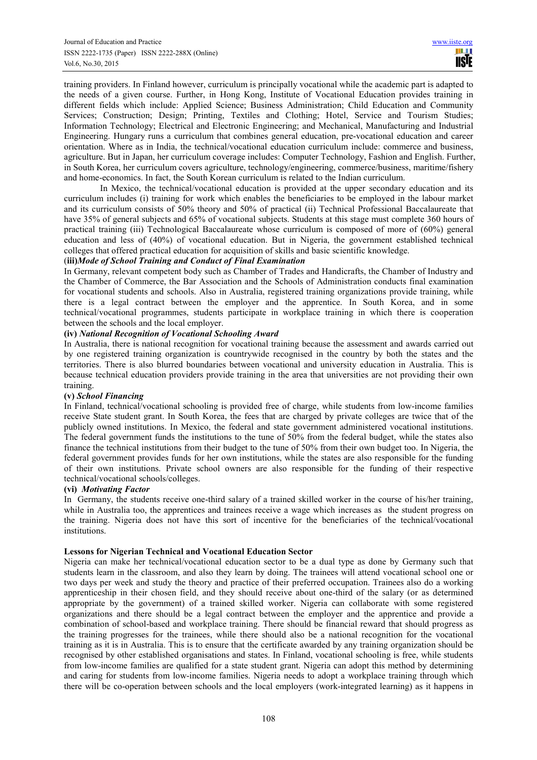training providers. In Finland however, curriculum is principally vocational while the academic part is adapted to the needs of a given course. Further, in Hong Kong, Institute of Vocational Education provides training in different fields which include: Applied Science; Business Administration; Child Education and Community Services; Construction; Design; Printing, Textiles and Clothing; Hotel, Service and Tourism Studies; Information Technology; Electrical and Electronic Engineering; and Mechanical, Manufacturing and Industrial Engineering. Hungary runs a curriculum that combines general education, pre-vocational education and career orientation. Where as in India, the technical/vocational education curriculum include: commerce and business, agriculture. But in Japan, her curriculum coverage includes: Computer Technology, Fashion and English. Further, in South Korea, her curriculum covers agriculture, technology/engineering, commerce/business, maritime/fishery and home-economics. In fact, the South Korean curriculum is related to the Indian curriculum.

In Mexico, the technical/vocational education is provided at the upper secondary education and its curriculum includes (i) training for work which enables the beneficiaries to be employed in the labour market and its curriculum consists of 50% theory and 50% of practical (ii) Technical Professional Baccalaureate that have 35% of general subjects and 65% of vocational subjects. Students at this stage must complete 360 hours of practical training (iii) Technological Baccalaureate whose curriculum is composed of more of (60%) general education and less of (40%) of vocational education. But in Nigeria, the government established technical colleges that offered practical education for acquisition of skills and basic scientific knowledge.

**(iii)*Mode of School Training and Conduct of Final Examination***

In Germany, relevant competent body such as Chamber of Trades and Handicrafts, the Chamber of Industry and the Chamber of Commerce, the Bar Association and the Schools of Administration conducts final examination for vocational students and schools. Also in Australia, registered training organizations provide training, while there is a legal contract between the employer and the apprentice. In South Korea, and in some technical/vocational programmes, students participate in workplace training in which there is cooperation between the schools and the local employer.

**(iv) *National Recognition of Vocational Schooling Award***

In Australia, there is national recognition for vocational training because the assessment and awards carried out by one registered training organization is countrywide recognised in the country by both the states and the territories. There is also blurred boundaries between vocational and university education in Australia. This is because technical education providers provide training in the area that universities are not providing their own training.

**(v) *School Financing***

In Finland, technical/vocational schooling is provided free of charge, while students from low-income families receive State student grant. In South Korea, the fees that are charged by private colleges are twice that of the publicly owned institutions. In Mexico, the federal and state government administered vocational institutions. The federal government funds the institutions to the tune of 50% from the federal budget, while the states also finance the technical institutions from their budget to the tune of 50% from their own budget too. In Nigeria, the federal government provides funds for her own institutions, while the states are also responsible for the funding of their own institutions. Private school owners are also responsible for the funding of their respective technical/vocational schools/colleges.

**(vi) *Motivating Factor***

In Germany, the students receive one-third salary of a trained skilled worker in the course of his/her training, while in Australia too, the apprentices and trainees receive a wage which increases as the student progress on the training. Nigeria does not have this sort of incentive for the beneficiaries of the technical/vocational institutions.

**Lessons for Nigerian Technical and Vocational Education Sector**

Nigeria can make her technical/vocational education sector to be a dual type as done by Germany such that students learn in the classroom, and also they learn by doing. The trainees will attend vocational school one or two days per week and study the theory and practice of their preferred occupation. Trainees also do a working apprenticeship in their chosen field, and they should receive about one-third of the salary (or as determined appropriate by the government) of a trained skilled worker. Nigeria can collaborate with some registered organizations and there should be a legal contract between the employer and the apprentice and provide a combination of school-based and workplace training. There should be financial reward that should progress as the training progresses for the trainees, while there should also be a national recognition for the vocational training as it is in Australia. This is to ensure that the certificate awarded by any training organization should be recognised by other established organisations and states. In Finland, vocational schooling is free, while students from low-income families are qualified for a state student grant. Nigeria can adopt this method by determining and caring for students from low-income families. Nigeria needs to adopt a workplace training through which there will be co-operation between schools and the local employers (work-integrated learning) as it happens in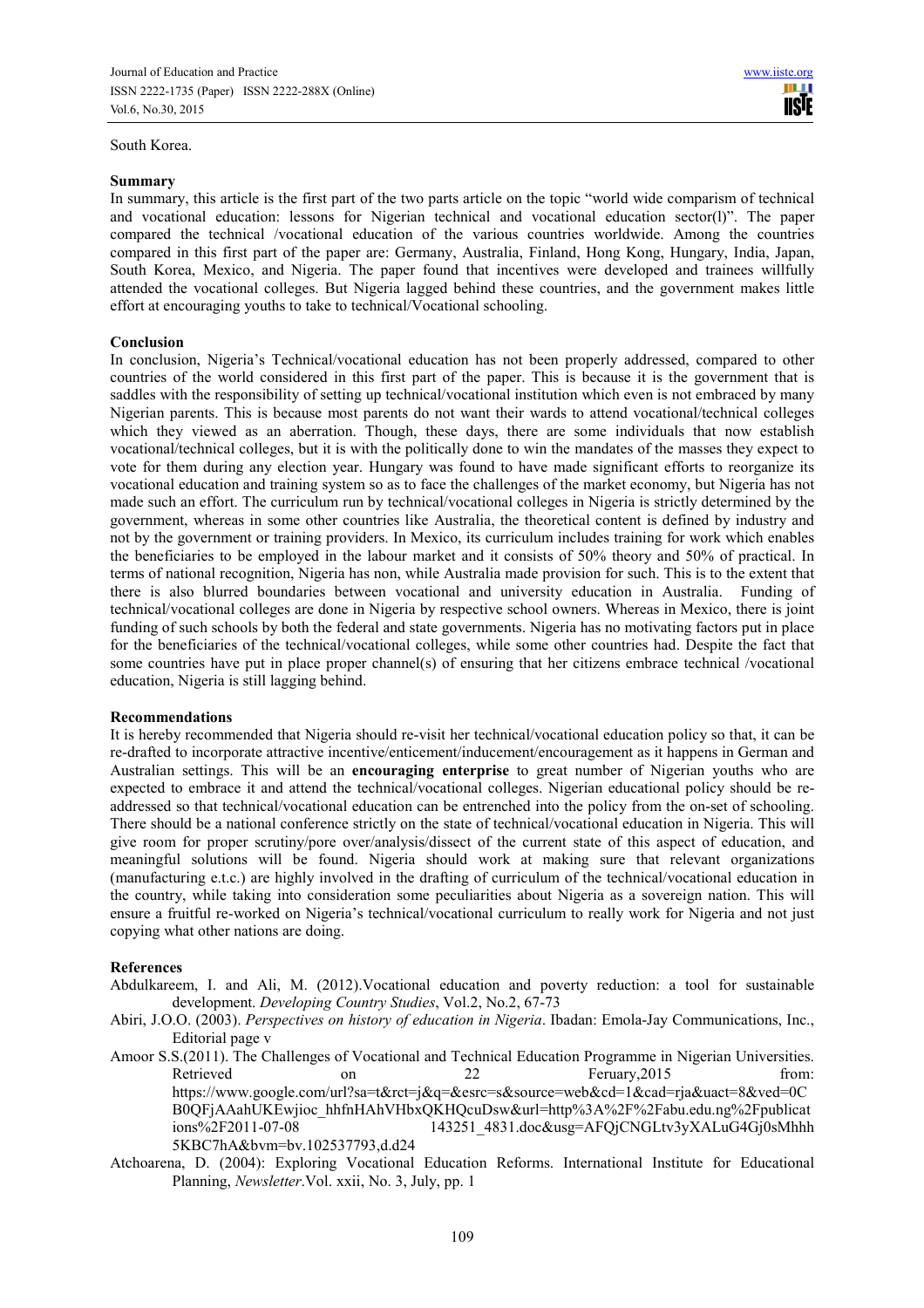South Korea.

**Summary**

In summary, this article is the first part of the two parts article on the topic "world wide comparism of technical and vocational education: lessons for Nigerian technical and vocational education sector(l)". The paper compared the technical /vocational education of the various countries worldwide. Among the countries compared in this first part of the paper are: Germany, Australia, Finland, Hong Kong, Hungary, India, Japan, South Korea, Mexico, and Nigeria. The paper found that incentives were developed and trainees willfully attended the vocational colleges. But Nigeria lagged behind these countries, and the government makes little effort at encouraging youths to take to technical/Vocational schooling.

**Conclusion**

In conclusion, Nigeria's Technical/vocational education has not been properly addressed, compared to other countries of the world considered in this first part of the paper. This is because it is the government that is saddles with the responsibility of setting up technical/vocational institution which even is not embraced by many Nigerian parents. This is because most parents do not want their wards to attend vocational/technical colleges which they viewed as an aberration. Though, these days, there are some individuals that now establish vocational/technical colleges, but it is with the politically done to win the mandates of the masses they expect to vote for them during any election year. Hungary was found to have made significant efforts to reorganize its vocational education and training system so as to face the challenges of the market economy, but Nigeria has not made such an effort. The curriculum run by technical/vocational colleges in Nigeria is strictly determined by the government, whereas in some other countries like Australia, the theoretical content is defined by industry and not by the government or training providers. In Mexico, its curriculum includes training for work which enables the beneficiaries to be employed in the labour market and it consists of 50% theory and 50% of practical. In terms of national recognition, Nigeria has non, while Australia made provision for such. This is to the extent that there is also blurred boundaries between vocational and university education in Australia. Funding of technical/vocational colleges are done in Nigeria by respective school owners. Whereas in Mexico, there is joint funding of such schools by both the federal and state governments. Nigeria has no motivating factors put in place for the beneficiaries of the technical/vocational colleges, while some other countries had. Despite the fact that some countries have put in place proper channel(s) of ensuring that her citizens embrace technical /vocational education, Nigeria is still lagging behind.

**Recommendations**

It is hereby recommended that Nigeria should re-visit her technical/vocational education policy so that, it can be re-drafted to incorporate attractive incentive/enticement/inducement/encouragement as it happens in German and Australian settings. This will be an **encouraging enterprise** to great number of Nigerian youths who are expected to embrace it and attend the technical/vocational colleges. Nigerian educational policy should be re-addressed so that technical/vocational education can be entrenched into the policy from the on-set of schooling. There should be a national conference strictly on the state of technical/vocational education in Nigeria. This will give room for proper scrutiny/pore over/analysis/dissect of the current state of this aspect of education, and meaningful solutions will be found. Nigeria should work at making sure that relevant organizations (manufacturing e.t.c.) are highly involved in the drafting of curriculum of the technical/vocational education in the country, while taking into consideration some peculiarities about Nigeria as a sovereign nation. This will ensure a fruitful re-worked on Nigeria's technical/vocational curriculum to really work for Nigeria and not just copying what other nations are doing.

**References**

Abdulkareem, I. and Ali, M. (2012).Vocational education and poverty reduction: a tool for sustainable development. *Developing Country Studies*, Vol.2, No.2, 67-73

Abiri, J.O.O. (2003). *Perspectives on history of education in Nigeria*. Ibadan: Emola-Jay Communications, Inc., Editorial page v

Amoor S.S.(2011). The Challenges of Vocational and Technical Education Programme in Nigerian Universities. Retrieved on 22 Feruary,2015 from: https://www.google.com/url?sa=t&rct=j&q=&esrc=s&source=web&cd=1&cad=rja&uact=8&ved=0CB0QFjAAahUKEwjioc_hhfnHAhVHbxQKHQcuDsw&url=http%3A%2F%2Fabu.edu.ng%2Fpublications%2F2011-07-08 143251_4831.doc&usg=AFQjCNGLtv3yXALuG4Gj0sMhhh5KBC7hA&bvm=bv.102537793,d.d24

Atchoarena, D. (2004): Exploring Vocational Education Reforms. International Institute for Educational Planning, *Newsletter*.Vol. xxii, No. 3, July, pp. 1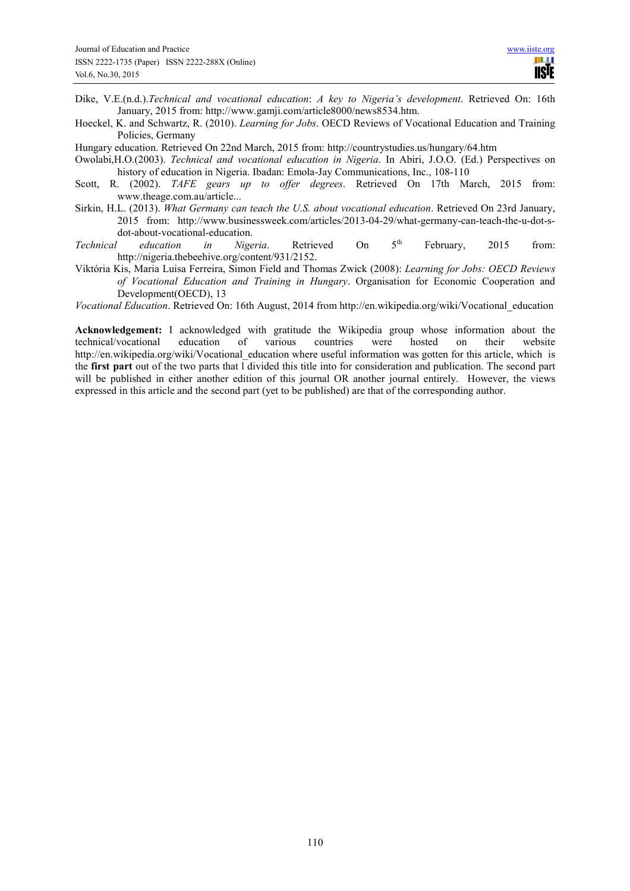Dike, V.E.(n.d.).*Technical and vocational education*: *A key to Nigeria's development*. Retrieved On: 16th January, 2015 from: http://www.gamji.com/article8000/news8534.htm.

Hoeckel, K. and Schwartz, R. (2010). *Learning for Jobs*. OECD Reviews of Vocational Education and Training Policies, Germany

Hungary education. Retrieved On 22nd March, 2015 from: http://countrystudies.us/hungary/64.htm

Owolabi,H.O.(2003). *Technical and vocational education in Nigeria*. In Abiri, J.O.O. (Ed.) Perspectives on history of education in Nigeria. Ibadan: Emola-Jay Communications, Inc., 108-110

Scott, R. (2002). *TAFE gears up to offer degrees*. Retrieved On 17th March, 2015 from: www.theage.com.au/article...

Sirkin, H.L. (2013). *What Germany can teach the U.S. about vocational education*. Retrieved On 23rd January, 2015 from: http://www.businessweek.com/articles/2013-04-29/what-germany-can-teach-the-u-dot-s-dot-about-vocational-education.

*Technical education in Nigeria*. Retrieved On 5th February, 2015 from: http://nigeria.thebeehive.org/content/931/2152.

Viktória Kis, Maria Luisa Ferreira, Simon Field and Thomas Zwick (2008): *Learning for Jobs: OECD Reviews of Vocational Education and Training in Hungary*. Organisation for Economic Cooperation and Development(OECD), 13

*Vocational Education*. Retrieved On: 16th August, 2014 from http://en.wikipedia.org/wiki/Vocational_education

**Acknowledgement:** I acknowledged with gratitude the Wikipedia group whose information about the technical/vocational education of various countries were hosted on their website http://en.wikipedia.org/wiki/Vocational_education where useful information was gotten for this article, which is the **first part** out of the two parts that I divided this title into for consideration and publication. The second part will be published in either another edition of this journal OR another journal entirely. However, the views expressed in this article and the second part (yet to be published) are that of the corresponding author.